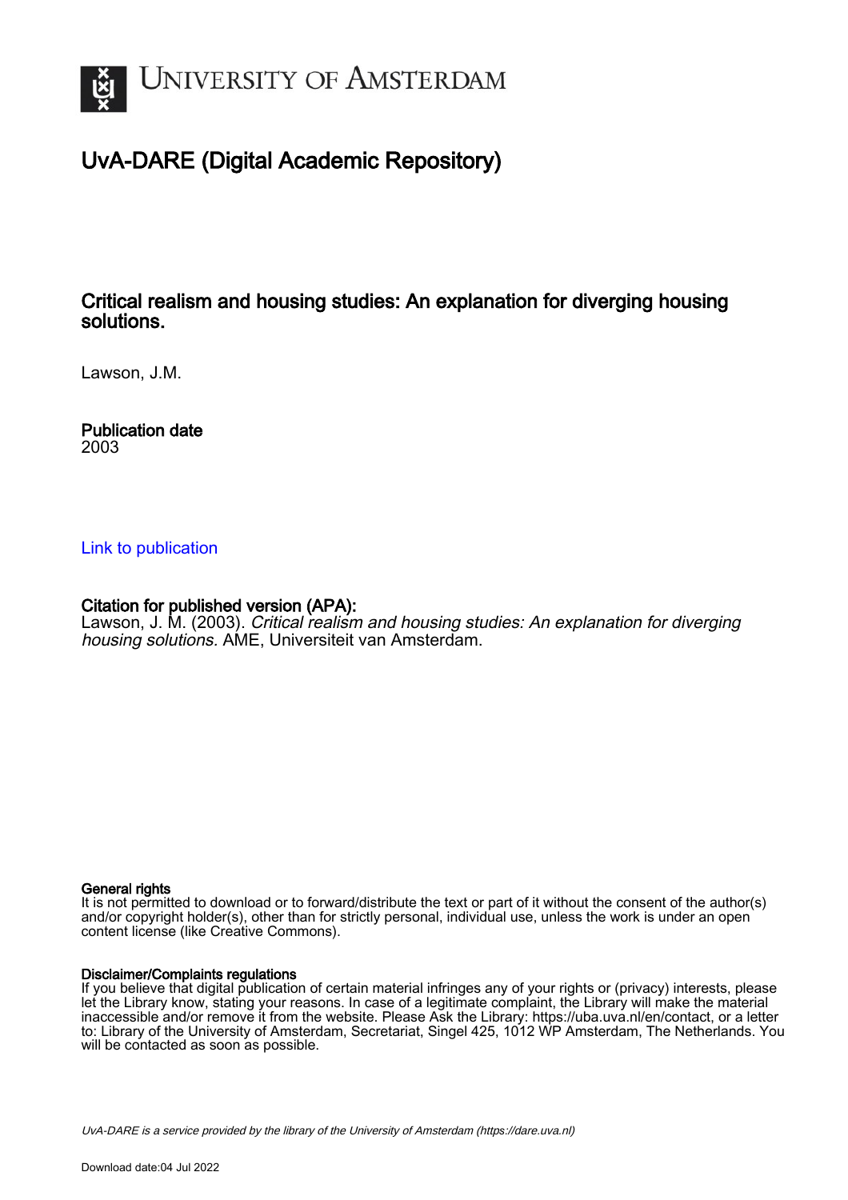UNIVERSITY OF AMSTERDAM

# UvA-DARE (Digital Academic Repository)

## Critical realism and housing studies: An explanation for diverging housing solutions.

Lawson, J.M.

**Publication date**
2003

Link to publication

**Citation for published version (APA):**
Lawson, J. M. (2003). *Critical realism and housing studies: An explanation for diverging housing solutions.* AME, Universiteit van Amsterdam.

**General rights**
It is not permitted to download or to forward/distribute the text or part of it without the consent of the author(s) and/or copyright holder(s), other than for strictly personal, individual use, unless the work is under an open content license (like Creative Commons).

**Disclaimer/Complaints regulations**
If you believe that digital publication of certain material infringes any of your rights or (privacy) interests, please let the Library know, stating your reasons. In case of a legitimate complaint, the Library will make the material inaccessible and/or remove it from the website. Please Ask the Library: https://uba.uva.nl/en/contact, or a letter to: Library of the University of Amsterdam, Secretariat, Singel 425, 1012 WP Amsterdam, The Netherlands. You will be contacted as soon as possible.

UvA-DARE is a service provided by the library of the University of Amsterdam (https://dare.uva.nl)

Download date:04 Jul 2022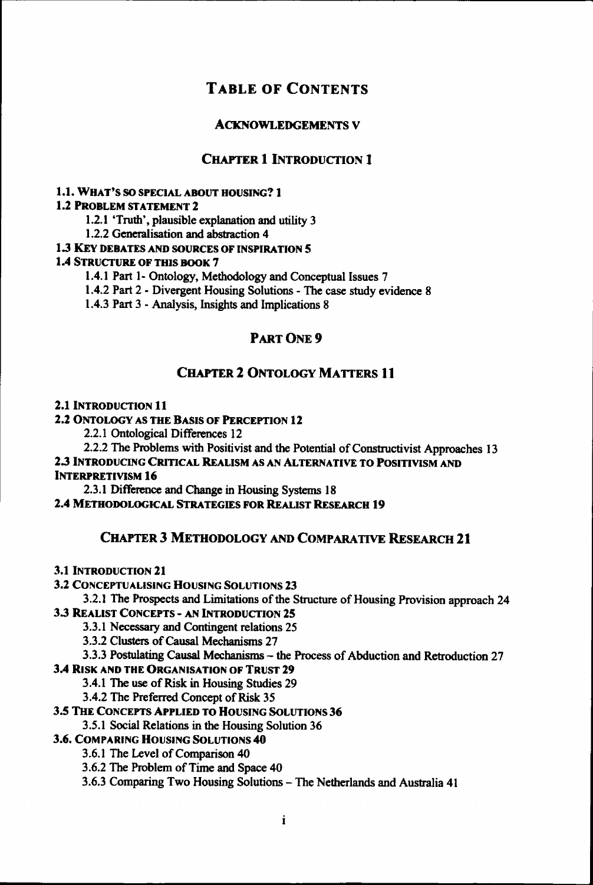# TABLE OF CONTENTS

## ACKNOWLEDGEMENTS V

## CHAPTER 1 INTRODUCTION 1

**1.1. WHAT'S SO SPECIAL ABOUT HOUSING? 1**

**1.2 PROBLEM STATEMENT 2**

- 1.2.1 'Truth', plausible explanation and utility 3
- 1.2.2 Generalisation and abstraction 4

**1.3 KEY DEBATES AND SOURCES OF INSPIRATION 5**

**1.4 STRUCTURE OF THIS BOOK 7**

- 1.4.1 Part 1- Ontology, Methodology and Conceptual Issues 7
- 1.4.2 Part 2 - Divergent Housing Solutions - The case study evidence 8
- 1.4.3 Part 3 - Analysis, Insights and Implications 8

## PART ONE 9

## CHAPTER 2 ONTOLOGY MATTERS 11

**2.1 INTRODUCTION 11**

**2.2 ONTOLOGY AS THE BASIS OF PERCEPTION 12**

- 2.2.1 Ontological Differences 12
- 2.2.2 The Problems with Positivist and the Potential of Constructivist Approaches 13

**2.3 INTRODUCING CRITICAL REALISM AS AN ALTERNATIVE TO POSITIVISM AND INTERPRETIVISM 16**

- 2.3.1 Difference and Change in Housing Systems 18

**2.4 METHODOLOGICAL STRATEGIES FOR REALIST RESEARCH 19**

## CHAPTER 3 METHODOLOGY AND COMPARATIVE RESEARCH 21

**3.1 INTRODUCTION 21**

**3.2 CONCEPTUALISING HOUSING SOLUTIONS 23**

- 3.2.1 The Prospects and Limitations of the Structure of Housing Provision approach 24

**3.3 REALIST CONCEPTS - AN INTRODUCTION 25**

- 3.3.1 Necessary and Contingent relations 25
- 3.3.2 Clusters of Causal Mechanisms 27
- 3.3.3 Postulating Causal Mechanisms – the Process of Abduction and Retroduction 27

**3.4 RISK AND THE ORGANISATION OF TRUST 29**

- 3.4.1 The use of Risk in Housing Studies 29
- 3.4.2 The Preferred Concept of Risk 35

**3.5 THE CONCEPTS APPLIED TO HOUSING SOLUTIONS 36**

- 3.5.1 Social Relations in the Housing Solution 36

**3.6. COMPARING HOUSING SOLUTIONS 40**

- 3.6.1 The Level of Comparison 40
- 3.6.2 The Problem of Time and Space 40
- 3.6.3 Comparing Two Housing Solutions – The Netherlands and Australia 41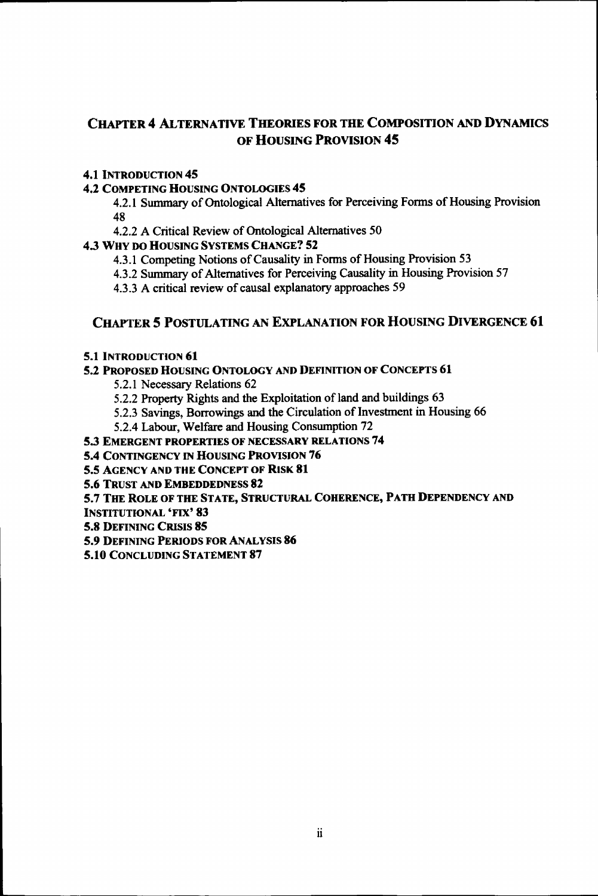## CHAPTER 4 ALTERNATIVE THEORIES FOR THE COMPOSITION AND DYNAMICS OF HOUSING PROVISION 45

**4.1 INTRODUCTION 45**

**4.2 COMPETING HOUSING ONTOLOGIES 45**

4.2.1 Summary of Ontological Alternatives for Perceiving Forms of Housing Provision 48

4.2.2 A Critical Review of Ontological Alternatives 50

**4.3 WHY DO HOUSING SYSTEMS CHANGE? 52**

4.3.1 Competing Notions of Causality in Forms of Housing Provision 53

4.3.2 Summary of Alternatives for Perceiving Causality in Housing Provision 57

4.3.3 A critical review of causal explanatory approaches 59

## CHAPTER 5 POSTULATING AN EXPLANATION FOR HOUSING DIVERGENCE 61

**5.1 INTRODUCTION 61**

**5.2 PROPOSED HOUSING ONTOLOGY AND DEFINITION OF CONCEPTS 61**

5.2.1 Necessary Relations 62

5.2.2 Property Rights and the Exploitation of land and buildings 63

5.2.3 Savings, Borrowings and the Circulation of Investment in Housing 66

5.2.4 Labour, Welfare and Housing Consumption 72

**5.3 EMERGENT PROPERTIES OF NECESSARY RELATIONS 74**

**5.4 CONTINGENCY IN HOUSING PROVISION 76**

**5.5 AGENCY AND THE CONCEPT OF RISK 81**

**5.6 TRUST AND EMBEDDEDNESS 82**

**5.7 THE ROLE OF THE STATE, STRUCTURAL COHERENCE, PATH DEPENDENCY AND INSTITUTIONAL 'FIX' 83**

**5.8 DEFINING CRISIS 85**

**5.9 DEFINING PERIODS FOR ANALYSIS 86**

**5.10 CONCLUDING STATEMENT 87**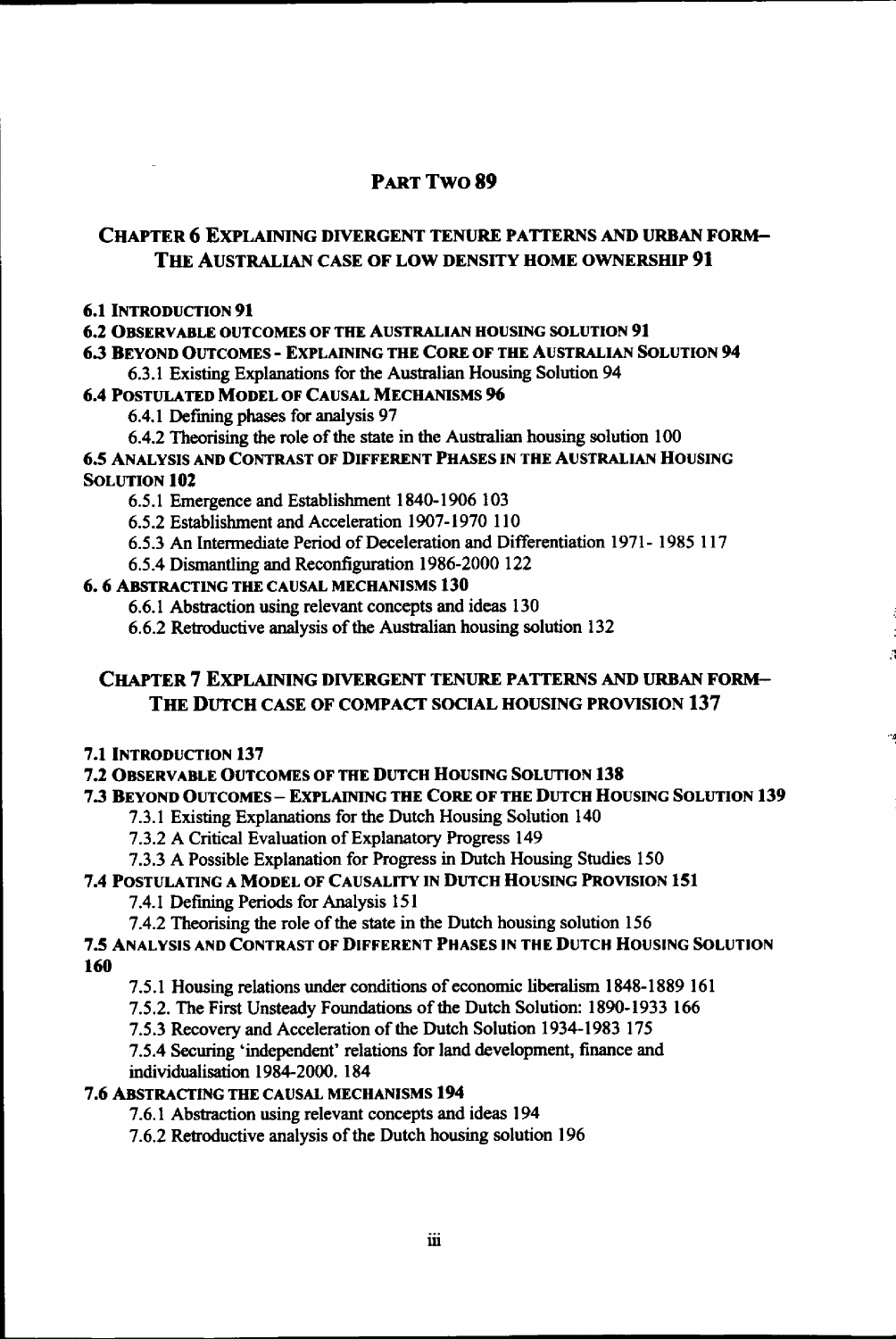## Part Two 89

### Chapter 6 Explaining Divergent Tenure Patterns and Urban Form– The Australian Case of Low Density Home Ownership 91

**6.1 Introduction 91**

**6.2 Observable Outcomes of the Australian Housing Solution 91**

**6.3 Beyond Outcomes - Explaining the Core of the Australian Solution 94**

- 6.3.1 Existing Explanations for the Australian Housing Solution 94

**6.4 Postulated Model of Causal Mechanisms 96**

- 6.4.1 Defining phases for analysis 97
- 6.4.2 Theorising the role of the state in the Australian housing solution 100

**6.5 Analysis and Contrast of Different Phases in the Australian Housing Solution 102**

- 6.5.1 Emergence and Establishment 1840-1906 103
- 6.5.2 Establishment and Acceleration 1907-1970 110
- 6.5.3 An Intermediate Period of Deceleration and Differentiation 1971- 1985 117
- 6.5.4 Dismantling and Reconfiguration 1986-2000 122

**6. 6 Abstracting the Causal Mechanisms 130**

- 6.6.1 Abstraction using relevant concepts and ideas 130
- 6.6.2 Retroductive analysis of the Australian housing solution 132

### Chapter 7 Explaining Divergent Tenure Patterns and Urban Form– The Dutch Case of Compact Social Housing Provision 137

**7.1 Introduction 137**

**7.2 Observable Outcomes of the Dutch Housing Solution 138**

**7.3 Beyond Outcomes – Explaining the Core of the Dutch Housing Solution 139**

- 7.3.1 Existing Explanations for the Dutch Housing Solution 140
- 7.3.2 A Critical Evaluation of Explanatory Progress 149
- 7.3.3 A Possible Explanation for Progress in Dutch Housing Studies 150

**7.4 Postulating a Model of Causality in Dutch Housing Provision 151**

- 7.4.1 Defining Periods for Analysis 151
- 7.4.2 Theorising the role of the state in the Dutch housing solution 156

**7.5 Analysis and Contrast of Different Phases in the Dutch Housing Solution 160**

- 7.5.1 Housing relations under conditions of economic liberalism 1848-1889 161
- 7.5.2. The First Unsteady Foundations of the Dutch Solution: 1890-1933 166
- 7.5.3 Recovery and Acceleration of the Dutch Solution 1934-1983 175
- 7.5.4 Securing 'independent' relations for land development, finance and individualisation 1984-2000. 184

**7.6 Abstracting the Causal Mechanisms 194**

- 7.6.1 Abstraction using relevant concepts and ideas 194
- 7.6.2 Retroductive analysis of the Dutch housing solution 196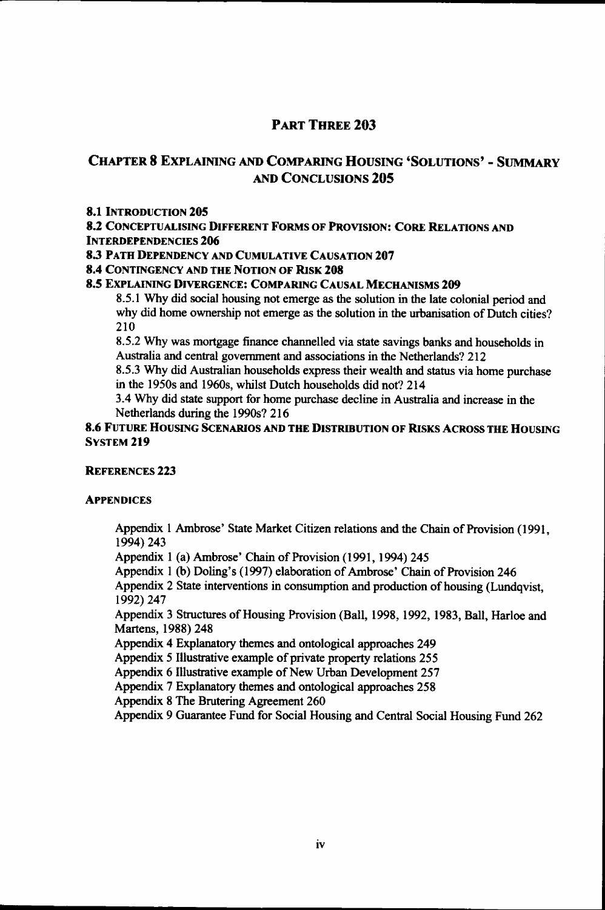# Part Three 203

## Chapter 8 Explaining and Comparing Housing 'Solutions' - Summary and Conclusions 205

**8.1 Introduction 205**

**8.2 Conceptualising Different Forms of Provision: Core Relations and Interdependencies 206**

**8.3 Path Dependency and Cumulative Causation 207**

**8.4 Contingency and the Notion of Risk 208**

**8.5 Explaining Divergence: Comparing Causal Mechanisms 209**

8.5.1 Why did social housing not emerge as the solution in the late colonial period and why did home ownership not emerge as the solution in the urbanisation of Dutch cities? 210

8.5.2 Why was mortgage finance channelled via state savings banks and households in Australia and central government and associations in the Netherlands? 212

8.5.3 Why did Australian households express their wealth and status via home purchase in the 1950s and 1960s, whilst Dutch households did not? 214

3.4 Why did state support for home purchase decline in Australia and increase in the Netherlands during the 1990s? 216

**8.6 Future Housing Scenarios and the Distribution of Risks Across the Housing System 219**

**References 223**

**Appendices**

Appendix 1 Ambrose' State Market Citizen relations and the Chain of Provision (1991, 1994) 243

Appendix 1 (a) Ambrose' Chain of Provision (1991, 1994) 245

Appendix 1 (b) Doling's (1997) elaboration of Ambrose' Chain of Provision 246

Appendix 2 State interventions in consumption and production of housing (Lundqvist, 1992) 247

Appendix 3 Structures of Housing Provision (Ball, 1998, 1992, 1983, Ball, Harloe and Martens, 1988) 248

Appendix 4 Explanatory themes and ontological approaches 249

Appendix 5 Illustrative example of private property relations 255

Appendix 6 Illustrative example of New Urban Development 257

Appendix 7 Explanatory themes and ontological approaches 258

Appendix 8 The Brutering Agreement 260

Appendix 9 Guarantee Fund for Social Housing and Central Social Housing Fund 262